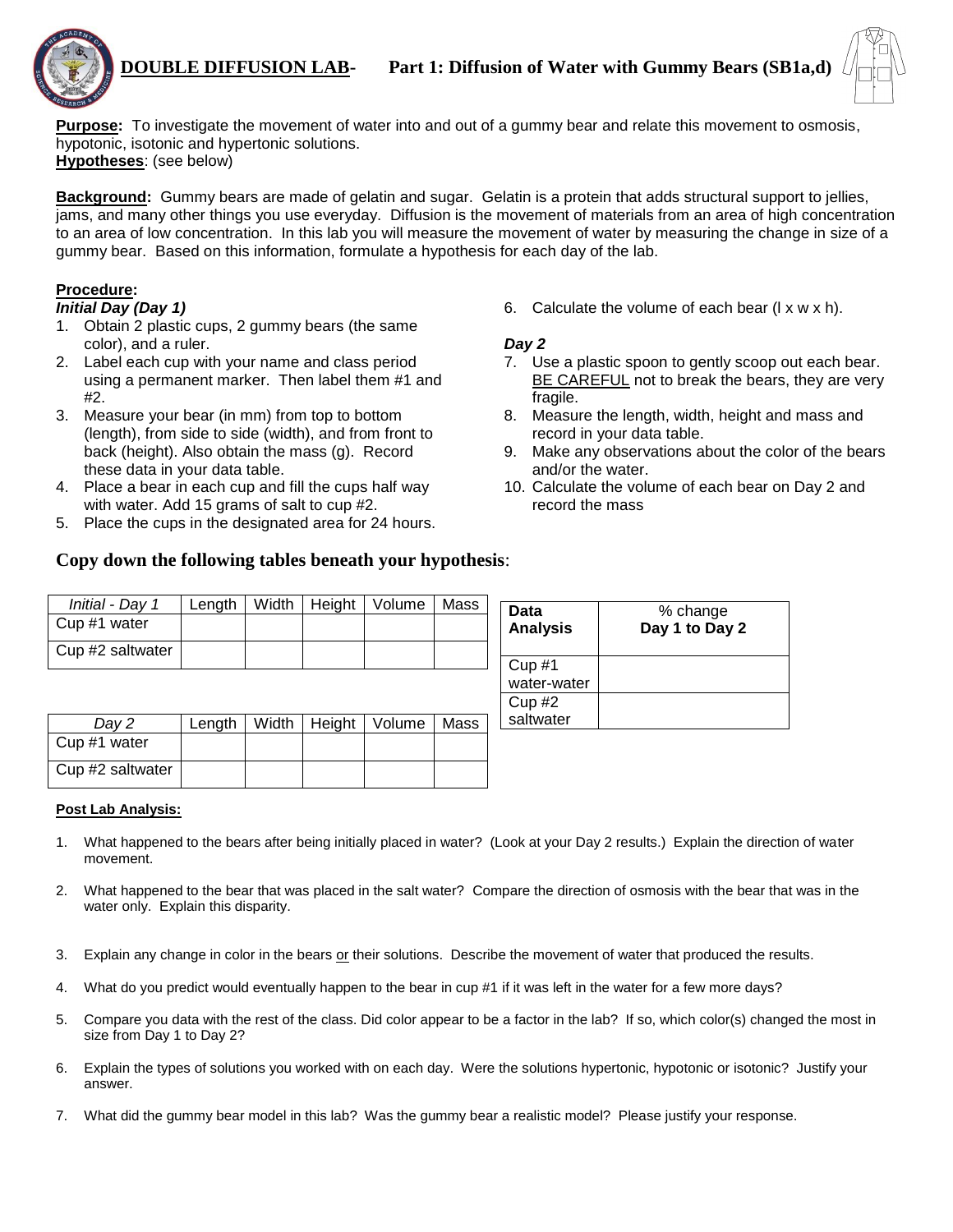# DOUBLE DIFFUSION LAB- Part 1: Diffusion of Water with Gummy Bears (SB1a,d)

**Purpose:** To investigate the movement of water into and out of a gummy bear and relate this movement to osmosis, hypotonic, isotonic and hypertonic solutions.
**Hypotheses**: (see below)

**Background:** Gummy bears are made of gelatin and sugar. Gelatin is a protein that adds structural support to jellies, jams, and many other things you use everyday. Diffusion is the movement of materials from an area of high concentration to an area of low concentration. In this lab you will measure the movement of water by measuring the change in size of a gummy bear. Based on this information, formulate a hypothesis for each day of the lab.

**Procedure:**

***Initial Day (Day 1)***

1. Obtain 2 plastic cups, 2 gummy bears (the same color), and a ruler.
2. Label each cup with your name and class period using a permanent marker. Then label them #1 and #2.
3. Measure your bear (in mm) from top to bottom (length), from side to side (width), and from front to back (height). Also obtain the mass (g). Record these data in your data table.
4. Place a bear in each cup and fill the cups half way with water. Add 15 grams of salt to cup #2.
5. Place the cups in the designated area for 24 hours.
6. Calculate the volume of each bear (l x w x h).

***Day 2***

7. Use a plastic spoon to gently scoop out each bear. BE CAREFUL not to break the bears, they are very fragile.
8. Measure the length, width, height and mass and record in your data table.
9. Make any observations about the color of the bears and/or the water.
10. Calculate the volume of each bear on Day 2 and record the mass

## Copy down the following tables beneath your hypothesis:

| *Initial - Day 1* | Length | Width | Height | Volume | Mass |
|---|---|---|---|---|---|
| Cup #1 water | | | | | |
| Cup #2 saltwater | | | | | |

| *Day 2* | Length | Width | Height | Volume | Mass |
|---|---|---|---|---|---|
| Cup #1 water | | | | | |
| Cup #2 saltwater | | | | | |

| **Data Analysis** | % change **Day 1 to Day 2** |
|---|---|
| Cup #1 water-water | |
| Cup #2 saltwater | |

**Post Lab Analysis:**

1. What happened to the bears after being initially placed in water? (Look at your Day 2 results.) Explain the direction of water movement.
2. What happened to the bear that was placed in the salt water? Compare the direction of osmosis with the bear that was in the water only. Explain this disparity.
3. Explain any change in color in the bears or their solutions. Describe the movement of water that produced the results.
4. What do you predict would eventually happen to the bear in cup #1 if it was left in the water for a few more days?
5. Compare you data with the rest of the class. Did color appear to be a factor in the lab? If so, which color(s) changed the most in size from Day 1 to Day 2?
6. Explain the types of solutions you worked with on each day. Were the solutions hypertonic, hypotonic or isotonic? Justify your answer.
7. What did the gummy bear model in this lab? Was the gummy bear a realistic model? Please justify your response.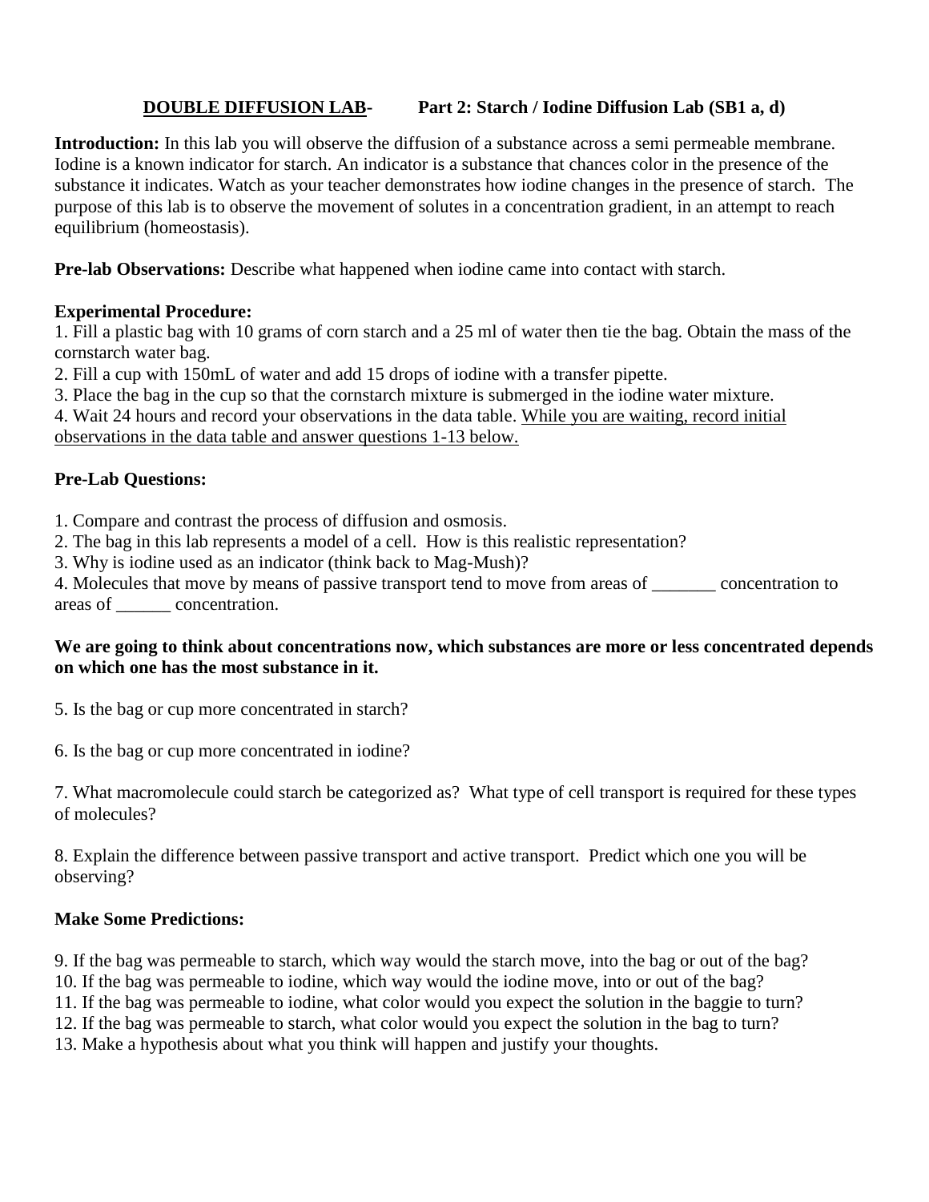## DOUBLE DIFFUSION LAB- Part 2: Starch / Iodine Diffusion Lab (SB1 a, d)

**Introduction:** In this lab you will observe the diffusion of a substance across a semi permeable membrane. Iodine is a known indicator for starch. An indicator is a substance that chances color in the presence of the substance it indicates. Watch as your teacher demonstrates how iodine changes in the presence of starch. The purpose of this lab is to observe the movement of solutes in a concentration gradient, in an attempt to reach equilibrium (homeostasis).

**Pre-lab Observations:** Describe what happened when iodine came into contact with starch.

**Experimental Procedure:**

1. Fill a plastic bag with 10 grams of corn starch and a 25 ml of water then tie the bag. Obtain the mass of the cornstarch water bag.
2. Fill a cup with 150mL of water and add 15 drops of iodine with a transfer pipette.
3. Place the bag in the cup so that the cornstarch mixture is submerged in the iodine water mixture.
4. Wait 24 hours and record your observations in the data table. While you are waiting, record initial observations in the data table and answer questions 1-13 below.

**Pre-Lab Questions:**

1. Compare and contrast the process of diffusion and osmosis.
2. The bag in this lab represents a model of a cell. How is this realistic representation?
3. Why is iodine used as an indicator (think back to Mag-Mush)?
4. Molecules that move by means of passive transport tend to move from areas of _______ concentration to areas of ______ concentration.

**We are going to think about concentrations now, which substances are more or less concentrated depends on which one has the most substance in it.**

5. Is the bag or cup more concentrated in starch?

6. Is the bag or cup more concentrated in iodine?

7. What macromolecule could starch be categorized as? What type of cell transport is required for these types of molecules?

8. Explain the difference between passive transport and active transport. Predict which one you will be observing?

**Make Some Predictions:**

9. If the bag was permeable to starch, which way would the starch move, into the bag or out of the bag?
10. If the bag was permeable to iodine, which way would the iodine move, into or out of the bag?
11. If the bag was permeable to iodine, what color would you expect the solution in the baggie to turn?
12. If the bag was permeable to starch, what color would you expect the solution in the bag to turn?
13. Make a hypothesis about what you think will happen and justify your thoughts.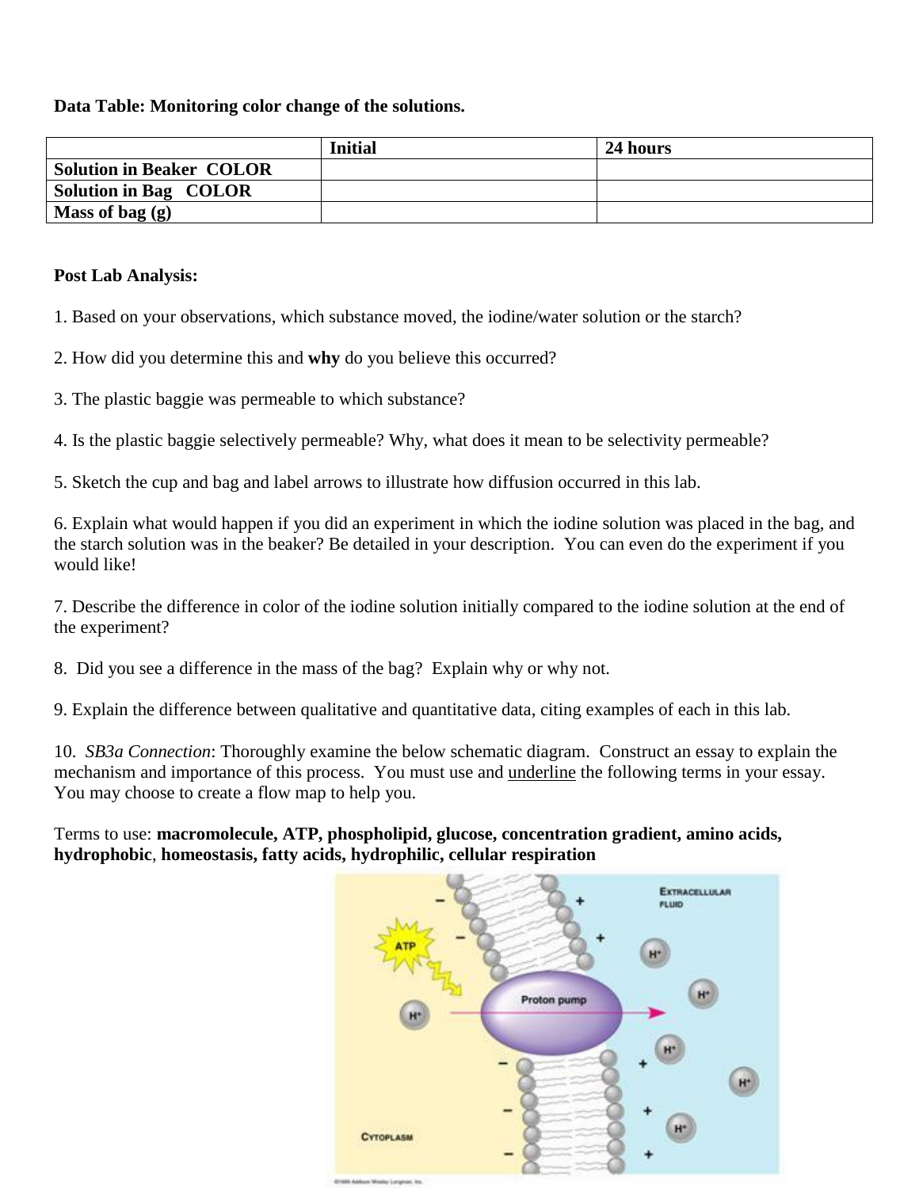**Data Table: Monitoring color change of the solutions.**

| | Initial | 24 hours |
|---|---|---|
| **Solution in Beaker COLOR** | | |
| **Solution in Bag COLOR** | | |
| **Mass of bag (g)** | | |

**Post Lab Analysis:**

1. Based on your observations, which substance moved, the iodine/water solution or the starch?

2. How did you determine this and **why** do you believe this occurred?

3. The plastic baggie was permeable to which substance?

4. Is the plastic baggie selectively permeable? Why, what does it mean to be selectivity permeable?

5. Sketch the cup and bag and label arrows to illustrate how diffusion occurred in this lab.

6. Explain what would happen if you did an experiment in which the iodine solution was placed in the bag, and the starch solution was in the beaker? Be detailed in your description. You can even do the experiment if you would like!

7. Describe the difference in color of the iodine solution initially compared to the iodine solution at the end of the experiment?

8. Did you see a difference in the mass of the bag? Explain why or why not.

9. Explain the difference between qualitative and quantitative data, citing examples of each in this lab.

10. *SB3a Connection*: Thoroughly examine the below schematic diagram. Construct an essay to explain the mechanism and importance of this process. You must use and <u>underline</u> the following terms in your essay. You may choose to create a flow map to help you.

Terms to use: **macromolecule, ATP, phospholipid, glucose, concentration gradient, amino acids, hydrophobic**, **homeostasis, fatty acids, hydrophilic, cellular respiration**

EXTRACELLULAR FLUID

ATP

Proton pump

$H^+$

CYTOPLASM